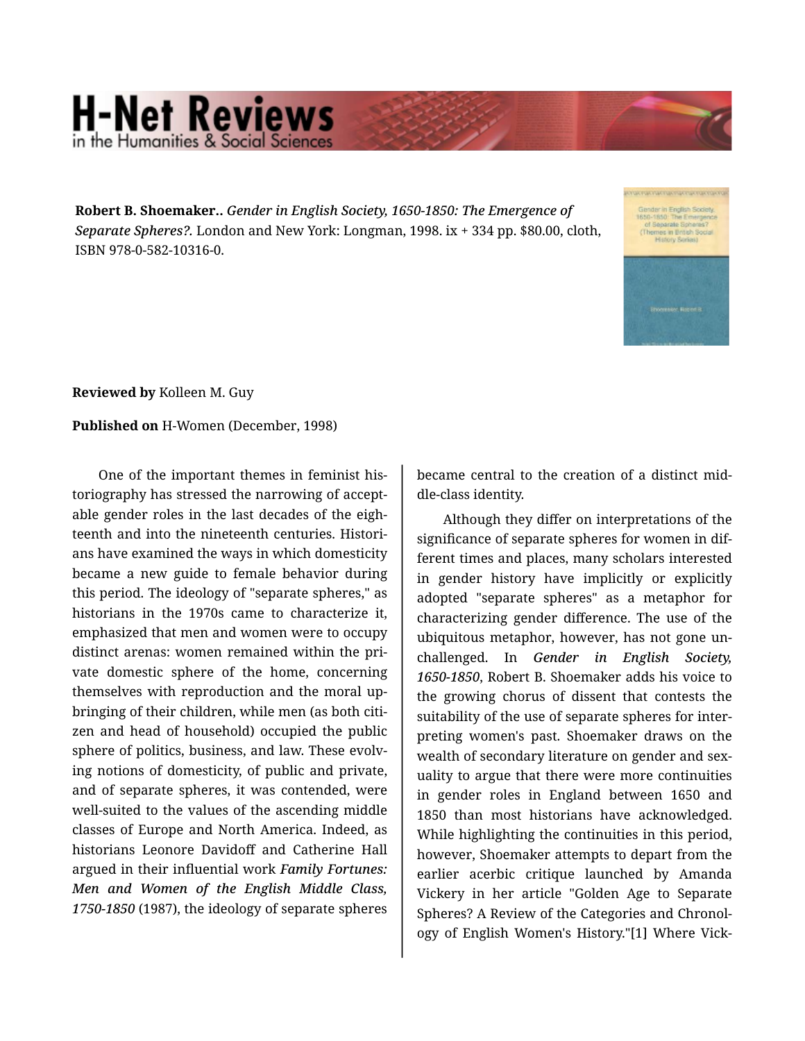Robert B. Shoemaker.. *Gender in English Society, 1650-1850: The Emergence of Separate Spheres?.* London and New York: Longman, 1998. ix + 334 pp. $80.00, cloth, ISBN 978-0-582-10316-0.

**Reviewed by** Kolleen M. Guy

**Published on** H-Women (December, 1998)

One of the important themes in feminist historiography has stressed the narrowing of acceptable gender roles in the last decades of the eighteenth and into the nineteenth centuries. Historians have examined the ways in which domesticity became a new guide to female behavior during this period. The ideology of "separate spheres," as historians in the 1970s came to characterize it, emphasized that men and women were to occupy distinct arenas: women remained within the private domestic sphere of the home, concerning themselves with reproduction and the moral upbringing of their children, while men (as both citizen and head of household) occupied the public sphere of politics, business, and law. These evolving notions of domesticity, of public and private, and of separate spheres, it was contended, were well-suited to the values of the ascending middle classes of Europe and North America. Indeed, as historians Leonore Davidoff and Catherine Hall argued in their influential work *Family Fortunes: Men and Women of the English Middle Class, 1750-1850* (1987), the ideology of separate spheres became central to the creation of a distinct middle-class identity.

Although they differ on interpretations of the significance of separate spheres for women in different times and places, many scholars interested in gender history have implicitly or explicitly adopted "separate spheres" as a metaphor for characterizing gender difference. The use of the ubiquitous metaphor, however, has not gone unchallenged. In *Gender in English Society, 1650-1850*, Robert B. Shoemaker adds his voice to the growing chorus of dissent that contests the suitability of the use of separate spheres for interpreting women's past. Shoemaker draws on the wealth of secondary literature on gender and sexuality to argue that there were more continuities in gender roles in England between 1650 and 1850 than most historians have acknowledged. While highlighting the continuities in this period, however, Shoemaker attempts to depart from the earlier acerbic critique launched by Amanda Vickery in her article "Golden Age to Separate Spheres? A Review of the Categories and Chronology of English Women's History."[1] Where Vick-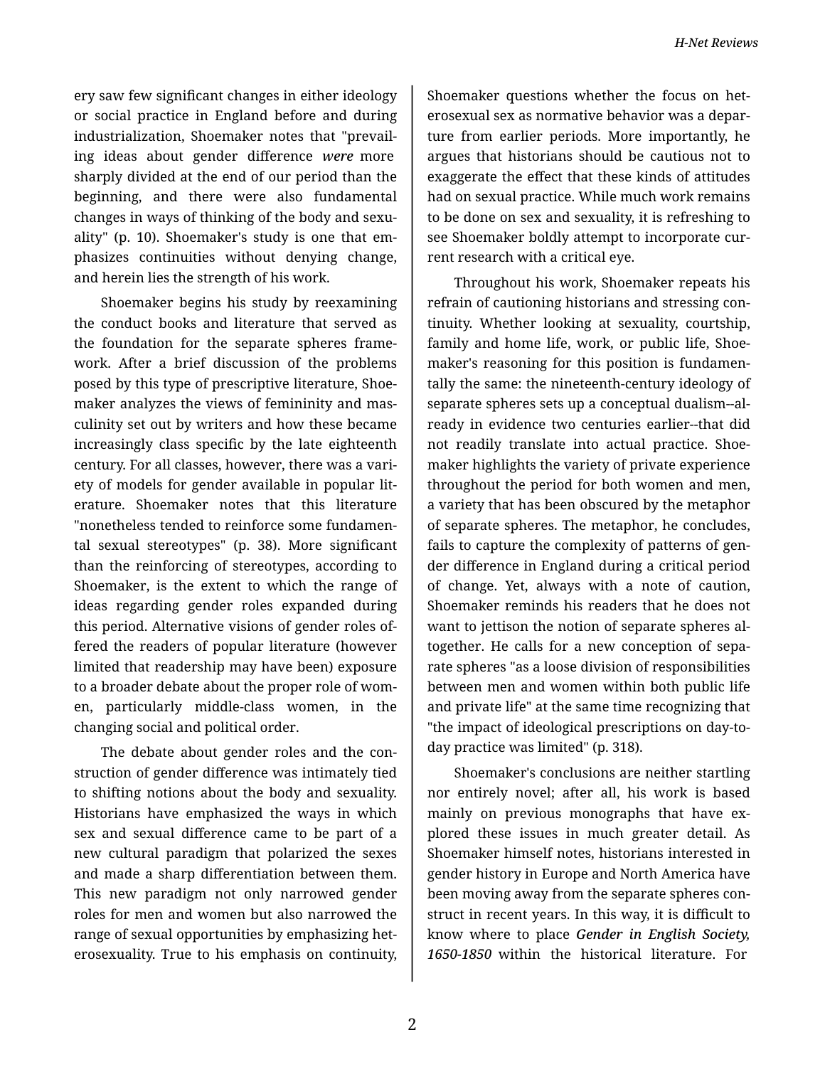ery saw few significant changes in either ideology or social practice in England before and during industrialization, Shoemaker notes that "prevailing ideas about gender difference *were* more sharply divided at the end of our period than the beginning, and there were also fundamental changes in ways of thinking of the body and sexuality" (p. 10). Shoemaker's study is one that emphasizes continuities without denying change, and herein lies the strength of his work.

Shoemaker begins his study by reexamining the conduct books and literature that served as the foundation for the separate spheres framework. After a brief discussion of the problems posed by this type of prescriptive literature, Shoemaker analyzes the views of femininity and masculinity set out by writers and how these became increasingly class specific by the late eighteenth century. For all classes, however, there was a variety of models for gender available in popular literature. Shoemaker notes that this literature "nonetheless tended to reinforce some fundamental sexual stereotypes" (p. 38). More significant than the reinforcing of stereotypes, according to Shoemaker, is the extent to which the range of ideas regarding gender roles expanded during this period. Alternative visions of gender roles offered the readers of popular literature (however limited that readership may have been) exposure to a broader debate about the proper role of women, particularly middle-class women, in the changing social and political order.

The debate about gender roles and the construction of gender difference was intimately tied to shifting notions about the body and sexuality. Historians have emphasized the ways in which sex and sexual difference came to be part of a new cultural paradigm that polarized the sexes and made a sharp differentiation between them. This new paradigm not only narrowed gender roles for men and women but also narrowed the range of sexual opportunities by emphasizing heterosexuality. True to his emphasis on continuity, Shoemaker questions whether the focus on heterosexual sex as normative behavior was a departure from earlier periods. More importantly, he argues that historians should be cautious not to exaggerate the effect that these kinds of attitudes had on sexual practice. While much work remains to be done on sex and sexuality, it is refreshing to see Shoemaker boldly attempt to incorporate current research with a critical eye.

Throughout his work, Shoemaker repeats his refrain of cautioning historians and stressing continuity. Whether looking at sexuality, courtship, family and home life, work, or public life, Shoemaker's reasoning for this position is fundamentally the same: the nineteenth-century ideology of separate spheres sets up a conceptual dualism--already in evidence two centuries earlier--that did not readily translate into actual practice. Shoemaker highlights the variety of private experience throughout the period for both women and men, a variety that has been obscured by the metaphor of separate spheres. The metaphor, he concludes, fails to capture the complexity of patterns of gender difference in England during a critical period of change. Yet, always with a note of caution, Shoemaker reminds his readers that he does not want to jettison the notion of separate spheres altogether. He calls for a new conception of separate spheres "as a loose division of responsibilities between men and women within both public life and private life" at the same time recognizing that "the impact of ideological prescriptions on day-to-day practice was limited" (p. 318).

Shoemaker's conclusions are neither startling nor entirely novel; after all, his work is based mainly on previous monographs that have explored these issues in much greater detail. As Shoemaker himself notes, historians interested in gender history in Europe and North America have been moving away from the separate spheres construct in recent years. In this way, it is difficult to know where to place ***Gender in English Society, 1650-1850*** within the historical literature. For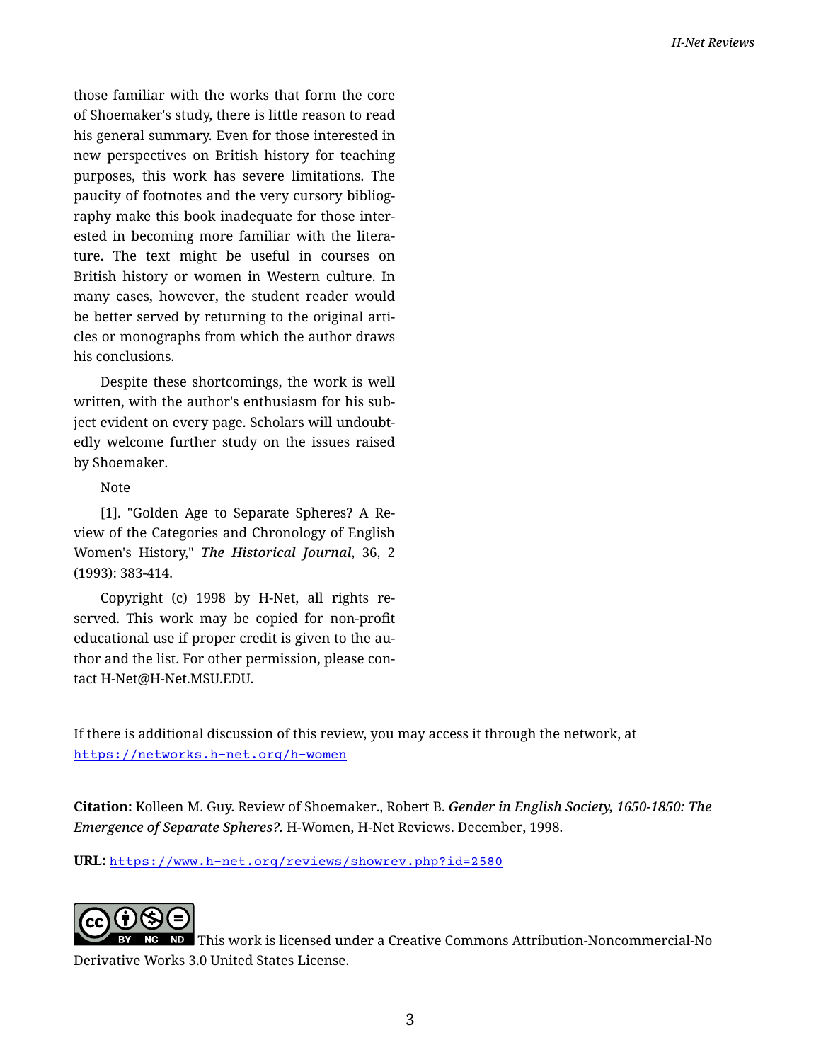those familiar with the works that form the core of Shoemaker's study, there is little reason to read his general summary. Even for those interested in new perspectives on British history for teaching purposes, this work has severe limitations. The paucity of footnotes and the very cursory bibliography make this book inadequate for those interested in becoming more familiar with the literature. The text might be useful in courses on British history or women in Western culture. In many cases, however, the student reader would be better served by returning to the original articles or monographs from which the author draws his conclusions.

Despite these shortcomings, the work is well written, with the author's enthusiasm for his subject evident on every page. Scholars will undoubtedly welcome further study on the issues raised by Shoemaker.

Note

[1]. "Golden Age to Separate Spheres? A Review of the Categories and Chronology of English Women's History," ***The Historical Journal***, 36, 2 (1993): 383-414.

Copyright (c) 1998 by H-Net, all rights reserved. This work may be copied for non-profit educational use if proper credit is given to the author and the list. For other permission, please contact H-Net@H-Net.MSU.EDU.

If there is additional discussion of this review, you may access it through the network, at https://networks.h-net.org/h-women

**Citation:** Kolleen M. Guy. Review of Shoemaker., Robert B. ***Gender in English Society, 1650-1850: The Emergence of Separate Spheres?.*** H-Women, H-Net Reviews. December, 1998.

**URL:** https://www.h-net.org/reviews/showrev.php?id=2580

This work is licensed under a Creative Commons Attribution-Noncommercial-No Derivative Works 3.0 United States License.